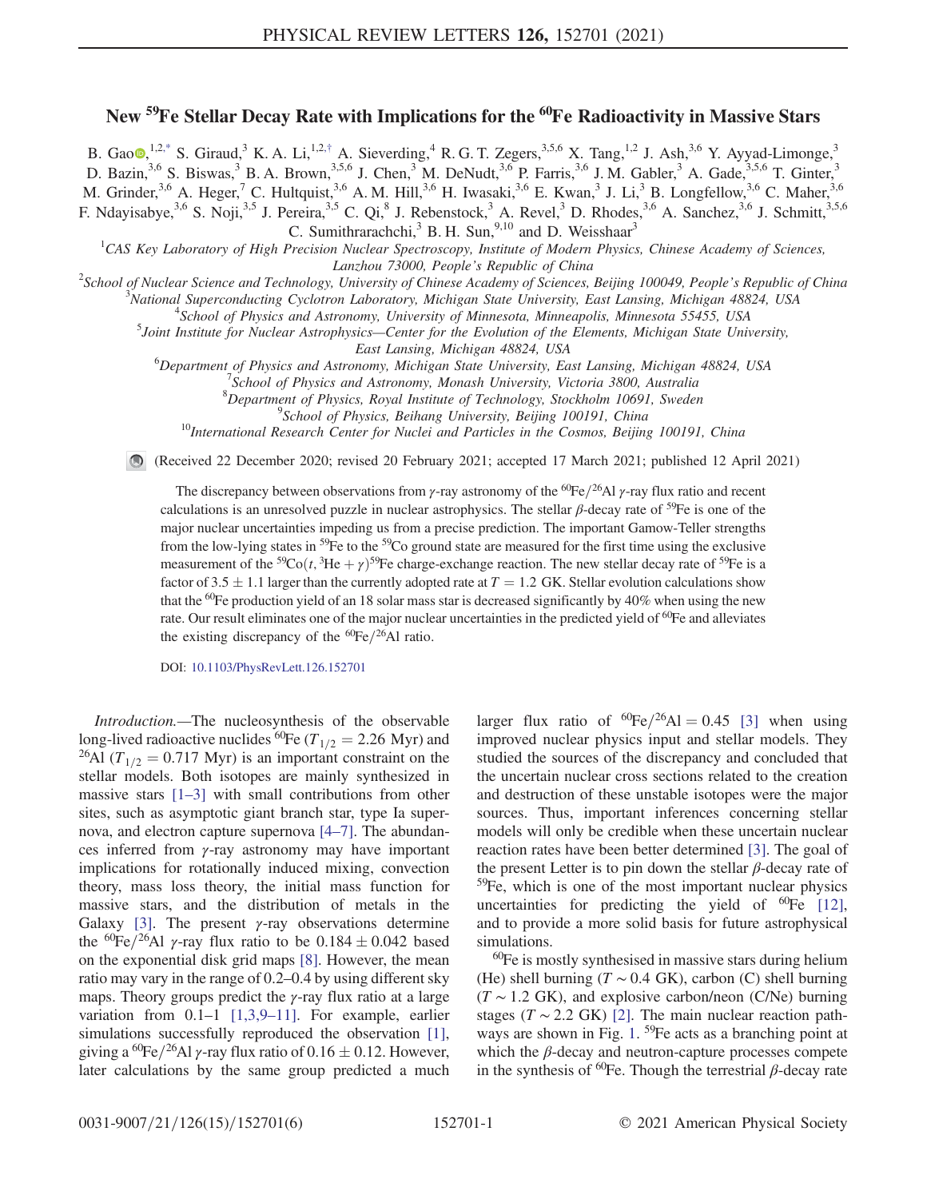# New $^{59}$Fe Stellar Decay Rate with Implications for the $^{60}$Fe Radioactivity in Massive Stars

B. Gao,[1,2,*] S. Giraud,[3] K. A. Li,[1,2,†] A. Sieverding,[4] R. G. T. Zegers,[3,5,6] X. Tang,[1,2] J. Ash,[3,6] Y. Ayyad-Limonge,[3] D. Bazin,[3,6] S. Biswas,[3] B. A. Brown,[3,5,6] J. Chen,[3] M. DeNudt,[3,6] P. Farris,[3,6] J. M. Gabler,[3] A. Gade,[3,5,6] T. Ginter,[3] M. Grinder,[3,6] A. Heger,[7] C. Hultquist,[3,6] A. M. Hill,[3,6] H. Iwasaki,[3,6] E. Kwan,[3] J. Li,[3] B. Longfellow,[3,6] C. Maher,[3,6] F. Ndayisabye,[3,6] S. Noji,[3,5] J. Pereira,[3,5] C. Qi,[8] J. Rebenstock,[3] A. Revel,[3] D. Rhodes,[3,6] A. Sanchez,[3,6] J. Schmitt,[3,5,6] C. Sumithrarachchi,[3] B. H. Sun,[9,10] and D. Weisshaar[3]

[1]CAS Key Laboratory of High Precision Nuclear Spectroscopy, Institute of Modern Physics, Chinese Academy of Sciences, Lanzhou 73000, People's Republic of China

[2]School of Nuclear Science and Technology, University of Chinese Academy of Sciences, Beijing 100049, People's Republic of China

[3]National Superconducting Cyclotron Laboratory, Michigan State University, East Lansing, Michigan 48824, USA

[4]School of Physics and Astronomy, University of Minnesota, Minneapolis, Minnesota 55455, USA

[5]Joint Institute for Nuclear Astrophysics—Center for the Evolution of the Elements, Michigan State University, East Lansing, Michigan 48824, USA

[6]Department of Physics and Astronomy, Michigan State University, East Lansing, Michigan 48824, USA

[7]School of Physics and Astronomy, Monash University, Victoria 3800, Australia

[8]Department of Physics, Royal Institute of Technology, Stockholm 10691, Sweden

[9]School of Physics, Beihang University, Beijing 100191, China

[10]International Research Center for Nuclei and Particles in the Cosmos, Beijing 100191, China

(Received 22 December 2020; revised 20 February 2021; accepted 17 March 2021; published 12 April 2021)

The discrepancy between observations from $\gamma$-ray astronomy of the $^{60}$Fe/$^{26}$Al $\gamma$-ray flux ratio and recent calculations is an unresolved puzzle in nuclear astrophysics. The stellar $\beta$-decay rate of $^{59}$Fe is one of the major nuclear uncertainties impeding us from a precise prediction. The important Gamow-Teller strengths from the low-lying states in $^{59}$Fe to the $^{59}$Co ground state are measured for the first time using the exclusive measurement of the $^{59}$Co$(t, {}^{3}\mathrm{He}+\gamma)^{59}$Fe charge-exchange reaction. The new stellar decay rate of $^{59}$Fe is a factor of $3.5 \pm 1.1$ larger than the currently adopted rate at $T = 1.2$ GK. Stellar evolution calculations show that the $^{60}$Fe production yield of an 18 solar mass star is decreased significantly by 40% when using the new rate. Our result eliminates one of the major nuclear uncertainties in the predicted yield of $^{60}$Fe and alleviates the existing discrepancy of the $^{60}$Fe/$^{26}$Al ratio.

DOI: 10.1103/PhysRevLett.126.152701

*Introduction.*—The nucleosynthesis of the observable long-lived radioactive nuclides $^{60}$Fe ($T_{1/2} = 2.26$ Myr) and $^{26}$Al ($T_{1/2} = 0.717$ Myr) is an important constraint on the stellar models. Both isotopes are mainly synthesized in massive stars [1–3] with small contributions from other sites, such as asymptotic giant branch star, type Ia supernova, and electron capture supernova [4–7]. The abundances inferred from $\gamma$-ray astronomy may have important implications for rotationally induced mixing, convection theory, mass loss theory, the initial mass function for massive stars, and the distribution of metals in the Galaxy [3]. The present $\gamma$-ray observations determine the $^{60}$Fe/$^{26}$Al $\gamma$-ray flux ratio to be $0.184 \pm 0.042$ based on the exponential disk grid maps [8]. However, the mean ratio may vary in the range of 0.2–0.4 by using different sky maps. Theory groups predict the $\gamma$-ray flux ratio at a large variation from 0.1–1 [1,3,9–11]. For example, earlier simulations successfully reproduced the observation [1], giving a $^{60}$Fe/$^{26}$Al $\gamma$-ray flux ratio of $0.16 \pm 0.12$. However, later calculations by the same group predicted a much larger flux ratio of $^{60}$Fe/$^{26}$Al = 0.45 [3] when using improved nuclear physics input and stellar models. They studied the sources of the discrepancy and concluded that the uncertain nuclear cross sections related to the creation and destruction of these unstable isotopes were the major sources. Thus, important inferences concerning stellar models will only be credible when these uncertain nuclear reaction rates have been better determined [3]. The goal of the present Letter is to pin down the stellar $\beta$-decay rate of $^{59}$Fe, which is one of the most important nuclear physics uncertainties for predicting the yield of $^{60}$Fe [12], and to provide a more solid basis for future astrophysical simulations.

$^{60}$Fe is mostly synthesised in massive stars during helium (He) shell burning ($T \sim 0.4$ GK), carbon (C) shell burning ($T \sim 1.2$ GK), and explosive carbon/neon (C/Ne) burning stages ($T \sim 2.2$ GK) [2]. The main nuclear reaction pathways are shown in Fig. 1. $^{59}$Fe acts as a branching point at which the $\beta$-decay and neutron-capture processes compete in the synthesis of $^{60}$Fe. Though the terrestrial $\beta$-decay rate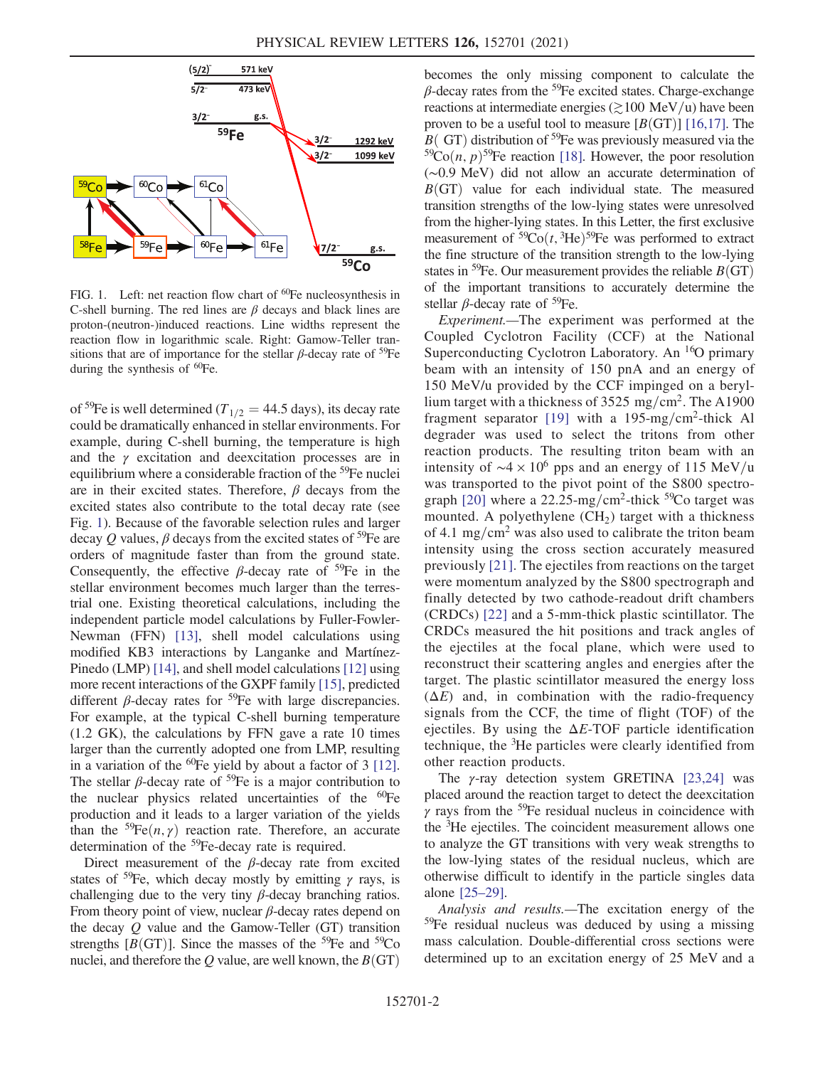FIG. 1. Left: net reaction flow chart of $^{60}$Fe nucleosynthesis in C-shell burning. The red lines are $\beta$ decays and black lines are proton-(neutron-)induced reactions. Line widths represent the reaction flow in logarithmic scale. Right: Gamow-Teller transitions that are of importance for the stellar $\beta$-decay rate of $^{59}$Fe during the synthesis of $^{60}$Fe.

of $^{59}$Fe is well determined ($T_{1/2} = 44.5$ days), its decay rate could be dramatically enhanced in stellar environments. For example, during C-shell burning, the temperature is high and the $\gamma$ excitation and deexcitation processes are in equilibrium where a considerable fraction of the $^{59}$Fe nuclei are in their excited states. Therefore, $\beta$ decays from the excited states also contribute to the total decay rate (see Fig. 1). Because of the favorable selection rules and larger decay $Q$ values, $\beta$ decays from the excited states of $^{59}$Fe are orders of magnitude faster than from the ground state. Consequently, the effective $\beta$-decay rate of $^{59}$Fe in the stellar environment becomes much larger than the terrestrial one. Existing theoretical calculations, including the independent particle model calculations by Fuller-Fowler-Newman (FFN) [13], shell model calculations using modified KB3 interactions by Langanke and Martínez-Pinedo (LMP) [14], and shell model calculations [12] using more recent interactions of the GXPF family [15], predicted different $\beta$-decay rates for $^{59}$Fe with large discrepancies. For example, at the typical C-shell burning temperature (1.2 GK), the calculations by FFN gave a rate 10 times larger than the currently adopted one from LMP, resulting in a variation of the $^{60}$Fe yield by about a factor of 3 [12]. The stellar $\beta$-decay rate of $^{59}$Fe is a major contribution to the nuclear physics related uncertainties of the $^{60}$Fe production and it leads to a larger variation of the yields than the $^{59}$Fe$(n,\gamma)$ reaction rate. Therefore, an accurate determination of the $^{59}$Fe-decay rate is required.

Direct measurement of the $\beta$-decay rate from excited states of $^{59}$Fe, which decay mostly by emitting $\gamma$ rays, is challenging due to the very tiny $\beta$-decay branching ratios. From theory point of view, nuclear $\beta$-decay rates depend on the decay $Q$ value and the Gamow-Teller (GT) transition strengths [$B$(GT)]. Since the masses of the $^{59}$Fe and $^{59}$Co nuclei, and therefore the $Q$ value, are well known, the $B$(GT) becomes the only missing component to calculate the $\beta$-decay rates from the $^{59}$Fe excited states. Charge-exchange reactions at intermediate energies ($\gtrsim 100$ MeV/u) have been proven to be a useful tool to measure [$B$(GT)] [16,17]. The $B$( GT) distribution of $^{59}$Fe was previously measured via the $^{59}$Co$(n,p)^{59}$Fe reaction [18]. However, the poor resolution ($\sim 0.9$ MeV) did not allow an accurate determination of $B$(GT) value for each individual state. The measured transition strengths of the low-lying states were unresolved from the higher-lying states. In this Letter, the first exclusive measurement of $^{59}$Co$(t,{}^{3}$He$)^{59}$Fe was performed to extract the fine structure of the transition strength to the low-lying states in $^{59}$Fe. Our measurement provides the reliable $B$(GT) of the important transitions to accurately determine the stellar $\beta$-decay rate of $^{59}$Fe.

*Experiment.*—The experiment was performed at the Coupled Cyclotron Facility (CCF) at the National Superconducting Cyclotron Laboratory. An $^{16}$O primary beam with an intensity of 150 pnA and an energy of 150 MeV/u provided by the CCF impinged on a beryllium target with a thickness of 3525 mg/cm$^2$. The A1900 fragment separator [19] with a 195-mg/cm$^2$-thick Al degrader was used to select the tritons from other reaction products. The resulting triton beam with an intensity of $\sim 4 \times 10^6$ pps and an energy of 115 MeV/u was transported to the pivot point of the S800 spectrograph [20] where a 22.25-mg/cm$^2$-thick $^{59}$Co target was mounted. A polyethylene (CH$_2$) target with a thickness of 4.1 mg/cm$^2$ was also used to calibrate the triton beam intensity using the cross section accurately measured previously [21]. The ejectiles from reactions on the target were momentum analyzed by the S800 spectrograph and finally detected by two cathode-readout drift chambers (CRDCs) [22] and a 5-mm-thick plastic scintillator. The CRDCs measured the hit positions and track angles of the ejectiles at the focal plane, which were used to reconstruct their scattering angles and energies after the target. The plastic scintillator measured the energy loss ($\Delta E$) and, in combination with the radio-frequency signals from the CCF, the time of flight (TOF) of the ejectiles. By using the $\Delta E$-TOF particle identification technique, the $^{3}$He particles were clearly identified from other reaction products.

The $\gamma$-ray detection system GRETINA [23,24] was placed around the reaction target to detect the deexcitation $\gamma$ rays from the $^{59}$Fe residual nucleus in coincidence with the $^{3}$He ejectiles. The coincident measurement allows one to analyze the GT transitions with very weak strengths to the low-lying states of the residual nucleus, which are otherwise difficult to identify in the particle singles data alone [25–29].

*Analysis and results.*—The excitation energy of the $^{59}$Fe residual nucleus was deduced by using a missing mass calculation. Double-differential cross sections were determined up to an excitation energy of 25 MeV and a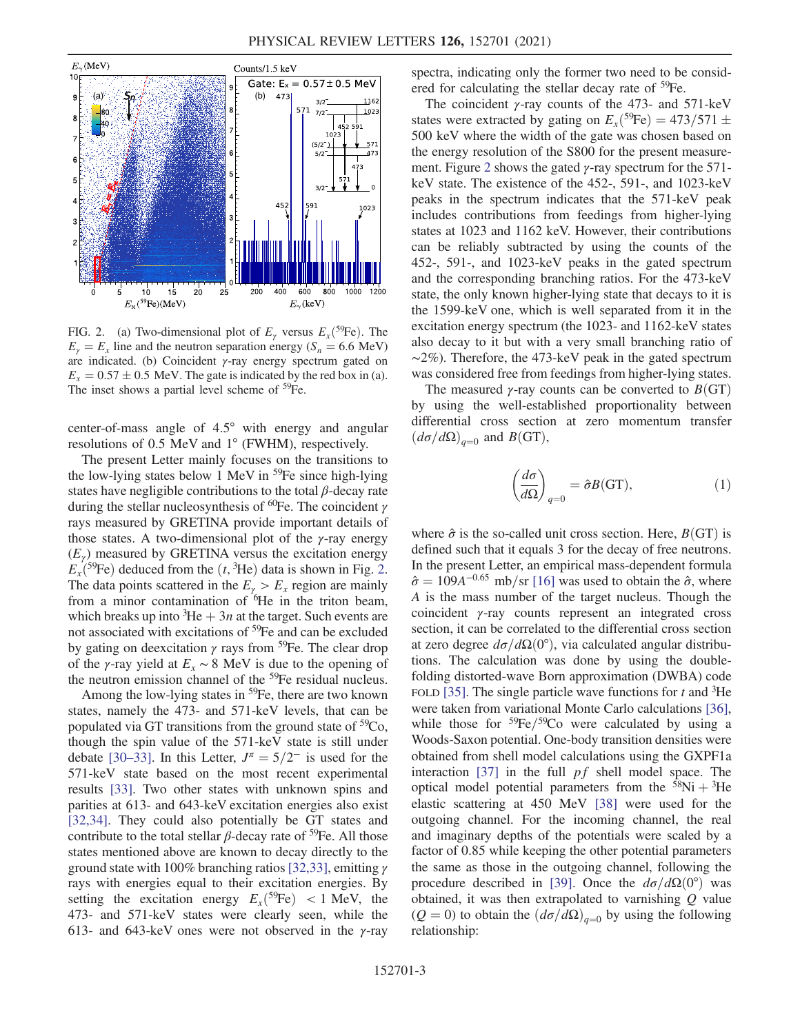FIG. 2. (a) Two-dimensional plot of $E_\gamma$ versus $E_x(^{59}\mathrm{Fe})$. The $E_\gamma = E_x$ line and the neutron separation energy ($S_n = 6.6$ MeV) are indicated. (b) Coincident $\gamma$-ray energy spectrum gated on $E_x = 0.57 \pm 0.5$ MeV. The gate is indicated by the red box in (a). The inset shows a partial level scheme of $^{59}$Fe.

center-of-mass angle of 4.5° with energy and angular resolutions of 0.5 MeV and 1° (FWHM), respectively.

The present Letter mainly focuses on the transitions to the low-lying states below 1 MeV in $^{59}$Fe since high-lying states have negligible contributions to the total $\beta$-decay rate during the stellar nucleosynthesis of $^{60}$Fe. The coincident $\gamma$ rays measured by GRETINA provide important details of those states. A two-dimensional plot of the $\gamma$-ray energy ($E_\gamma$) measured by GRETINA versus the excitation energy $E_x(^{59}\mathrm{Fe})$ deduced from the ($t$, $^3$He) data is shown in Fig. 2. The data points scattered in the $E_\gamma > E_x$ region are mainly from a minor contamination of $^6$He in the triton beam, which breaks up into $^3\mathrm{He} + 3n$ at the target. Such events are not associated with excitations of $^{59}$Fe and can be excluded by gating on deexcitation $\gamma$ rays from $^{59}$Fe. The clear drop of the $\gamma$-ray yield at $E_x \sim 8$ MeV is due to the opening of the neutron emission channel of the $^{59}$Fe residual nucleus.

Among the low-lying states in $^{59}$Fe, there are two known states, namely the 473- and 571-keV levels, that can be populated via GT transitions from the ground state of $^{59}$Co, though the spin value of the 571-keV state is still under debate [30–33]. In this Letter, $J^\pi = 5/2^-$ is used for the 571-keV state based on the most recent experimental results [33]. Two other states with unknown spins and parities at 613- and 643-keV excitation energies also exist [32,34]. They could also potentially be GT states and contribute to the total stellar $\beta$-decay rate of $^{59}$Fe. All those states mentioned above are known to decay directly to the ground state with 100% branching ratios [32,33], emitting $\gamma$ rays with energies equal to their excitation energies. By setting the excitation energy $E_x(^{59}\mathrm{Fe}) < 1$ MeV, the 473- and 571-keV states were clearly seen, while the 613- and 643-keV ones were not observed in the $\gamma$-ray spectra, indicating only the former two need to be considered for calculating the stellar decay rate of $^{59}$Fe.

The coincident $\gamma$-ray counts of the 473- and 571-keV states were extracted by gating on $E_x(^{59}\mathrm{Fe}) = 473/571 \pm 500$ keV where the width of the gate was chosen based on the energy resolution of the S800 for the present measurement. Figure 2 shows the gated $\gamma$-ray spectrum for the 571-keV state. The existence of the 452-, 591-, and 1023-keV peaks in the spectrum indicates that the 571-keV peak includes contributions from feedings from higher-lying states at 1023 and 1162 keV. However, their contributions can be reliably subtracted by using the counts of the 452-, 591-, and 1023-keV peaks in the gated spectrum and the corresponding branching ratios. For the 473-keV state, the only known higher-lying state that decays to it is the 1599-keV one, which is well separated from it in the excitation energy spectrum (the 1023- and 1162-keV states also decay to it but with a very small branching ratio of $\sim$2%). Therefore, the 473-keV peak in the gated spectrum was considered free from feedings from higher-lying states.

The measured $\gamma$-ray counts can be converted to $B(\mathrm{GT})$ by using the well-established proportionality between differential cross section at zero momentum transfer $(d\sigma/d\Omega)_{q=0}$ and $B(\mathrm{GT})$,

$$\left(\frac{d\sigma}{d\Omega}\right)_{q=0} = \hat{\sigma} B(\mathrm{GT}), \tag{1}$$

where $\hat{\sigma}$ is the so-called unit cross section. Here, $B(\mathrm{GT})$ is defined such that it equals 3 for the decay of free neutrons. In the present Letter, an empirical mass-dependent formula $\hat{\sigma} = 109A^{-0.65}$ mb/sr [16] was used to obtain the $\hat{\sigma}$, where $A$ is the mass number of the target nucleus. Though the coincident $\gamma$-ray counts represent an integrated cross section, it can be correlated to the differential cross section at zero degree $d\sigma/d\Omega(0°)$, via calculated angular distributions. The calculation was done by using the double-folding distorted-wave Born approximation (DWBA) code FOLD [35]. The single particle wave functions for $t$ and $^3$He were taken from variational Monte Carlo calculations [36], while those for $^{59}$Fe/$^{59}$Co were calculated by using a Woods-Saxon potential. One-body transition densities were obtained from shell model calculations using the GXPF1a interaction [37] in the full $pf$ shell model space. The optical model potential parameters from the $^{58}\mathrm{Ni} + {}^3\mathrm{He}$ elastic scattering at 450 MeV [38] were used for the outgoing channel. For the incoming channel, the real and imaginary depths of the potentials were scaled by a factor of 0.85 while keeping the other potential parameters the same as those in the outgoing channel, following the procedure described in [39]. Once the $d\sigma/d\Omega(0°)$ was obtained, it was then extrapolated to vanishing $Q$ value ($Q = 0$) to obtain the $(d\sigma/d\Omega)_{q=0}$ by using the following relationship: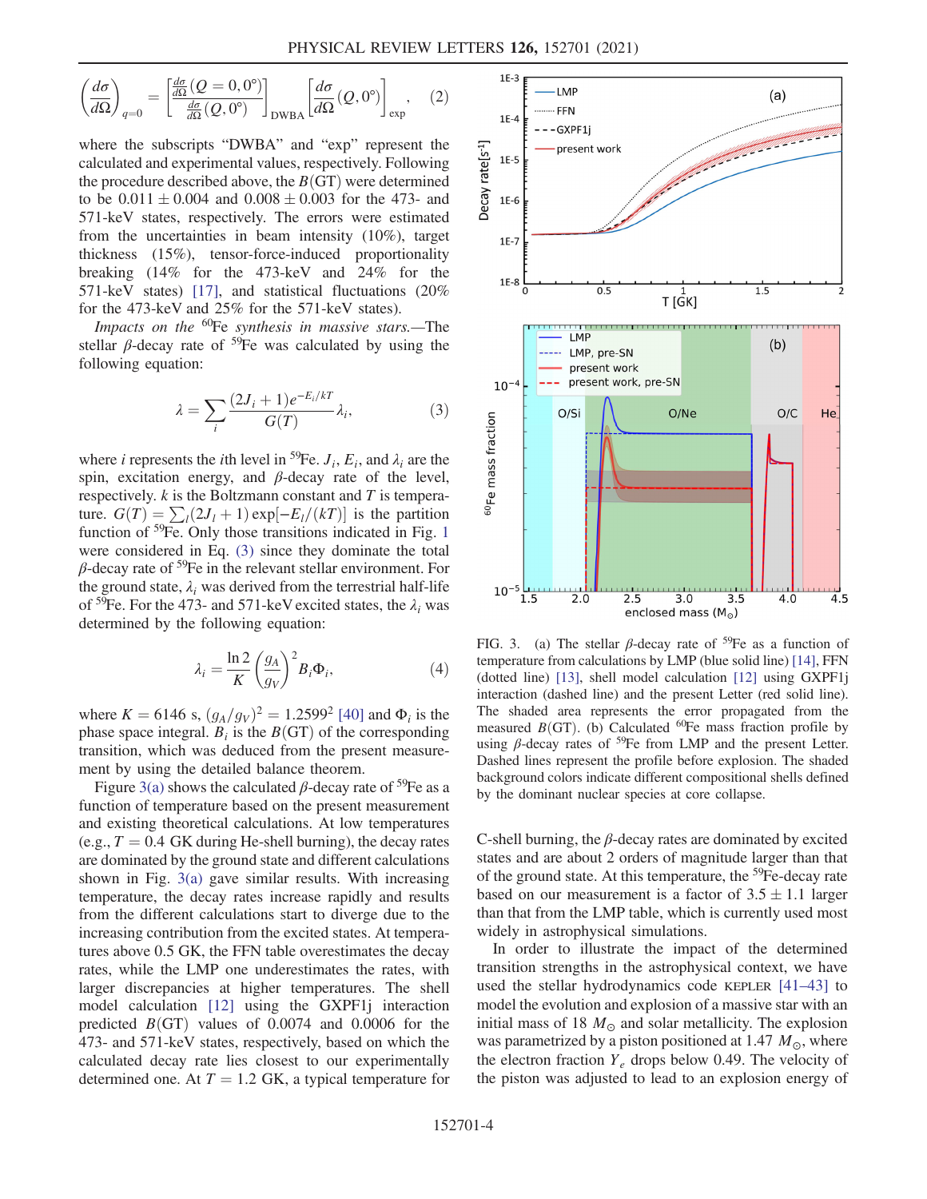$$\left(\frac{d\sigma}{d\Omega}\right)_{q=0} = \left[\frac{\frac{d\sigma}{d\Omega}(Q=0,0^\circ)}{\frac{d\sigma}{d\Omega}(Q,0^\circ)}\right]_{\mathrm{DWBA}} \left[\frac{d\sigma}{d\Omega}(Q,0^\circ)\right]_{\mathrm{exp}}, \quad (2)$$

where the subscripts "DWBA" and "exp" represent the calculated and experimental values, respectively. Following the procedure described above, the $B(\mathrm{GT})$ were determined to be $0.011 \pm 0.004$ and $0.008 \pm 0.003$ for the 473- and 571-keV states, respectively. The errors were estimated from the uncertainties in beam intensity (10%), target thickness (15%), tensor-force-induced proportionality breaking (14% for the 473-keV and 24% for the 571-keV states) [17], and statistical fluctuations (20% for the 473-keV and 25% for the 571-keV states).

*Impacts on the* $^{60}$Fe *synthesis in massive stars.*—The stellar $\beta$-decay rate of $^{59}$Fe was calculated by using the following equation:

$$\lambda = \sum_i \frac{(2J_i + 1)e^{-E_i/kT}}{G(T)} \lambda_i, \quad (3)$$

where $i$ represents the $i$th level in $^{59}$Fe. $J_i$, $E_i$, and $\lambda_i$ are the spin, excitation energy, and $\beta$-decay rate of the level, respectively. $k$ is the Boltzmann constant and $T$ is temperature. $G(T) = \sum_l (2J_l + 1)\exp[-E_l/(kT)]$ is the partition function of $^{59}$Fe. Only those transitions indicated in Fig. 1 were considered in Eq. (3) since they dominate the total $\beta$-decay rate of $^{59}$Fe in the relevant stellar environment. For the ground state, $\lambda_i$ was derived from the terrestrial half-life of $^{59}$Fe. For the 473- and 571-keV excited states, the $\lambda_i$ was determined by the following equation:

$$\lambda_i = \frac{\ln 2}{K}\left(\frac{g_A}{g_V}\right)^2 B_i \Phi_i, \quad (4)$$

where $K = 6146$ s, $(g_A/g_V)^2 = 1.2599^2$ [40] and $\Phi_i$ is the phase space integral. $B_i$ is the $B(\mathrm{GT})$ of the corresponding transition, which was deduced from the present measurement by using the detailed balance theorem.

Figure 3(a) shows the calculated $\beta$-decay rate of $^{59}$Fe as a function of temperature based on the present measurement and existing theoretical calculations. At low temperatures (e.g., $T = 0.4$ GK during He-shell burning), the decay rates are dominated by the ground state and different calculations shown in Fig. 3(a) gave similar results. With increasing temperature, the decay rates increase rapidly and results from the different calculations start to diverge due to the increasing contribution from the excited states. At temperatures above 0.5 GK, the FFN table overestimates the decay rates, while the LMP one underestimates the rates, with larger discrepancies at higher temperatures. The shell model calculation [12] using the GXPF1j interaction predicted $B(\mathrm{GT})$ values of 0.0074 and 0.0006 for the 473- and 571-keV states, respectively, based on which the calculated decay rate lies closest to our experimentally determined one. At $T = 1.2$ GK, a typical temperature for C-shell burning, the $\beta$-decay rates are dominated by excited states and are about 2 orders of magnitude larger than that of the ground state. At this temperature, the $^{59}$Fe-decay rate based on our measurement is a factor of $3.5 \pm 1.1$ larger than that from the LMP table, which is currently used most widely in astrophysical simulations.

In order to illustrate the impact of the determined transition strengths in the astrophysical context, we have used the stellar hydrodynamics code KEPLER [41–43] to model the evolution and explosion of a massive star with an initial mass of 18 $M_\odot$ and solar metallicity. The explosion was parametrized by a piston positioned at 1.47 $M_\odot$, where the electron fraction $Y_e$ drops below 0.49. The velocity of the piston was adjusted to lead to an explosion energy of

FIG. 3. (a) The stellar $\beta$-decay rate of $^{59}$Fe as a function of temperature from calculations by LMP (blue solid line) [14], FFN (dotted line) [13], shell model calculation [12] using GXPF1j interaction (dashed line) and the present Letter (red solid line). The shaded area represents the error propagated from the measured $B(\mathrm{GT})$. (b) Calculated $^{60}$Fe mass fraction profile by using $\beta$-decay rates of $^{59}$Fe from LMP and the present Letter. Dashed lines represent the profile before explosion. The shaded background colors indicate different compositional shells defined by the dominant nuclear species at core collapse.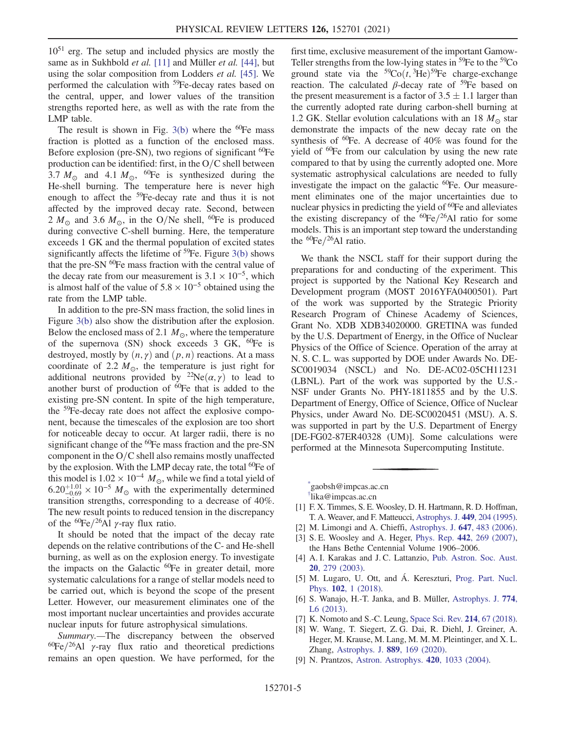$10^{51}$ erg. The setup and included physics are mostly the same as in Sukhbold *et al.* [11] and Müller *et al.* [44], but using the solar composition from Lodders *et al.* [45]. We performed the calculation with $^{59}$Fe-decay rates based on the central, upper, and lower values of the transition strengths reported here, as well as with the rate from the LMP table.

The result is shown in Fig. 3(b) where the $^{60}$Fe mass fraction is plotted as a function of the enclosed mass. Before explosion (pre-SN), two regions of significant $^{60}$Fe production can be identified: first, in the O/C shell between 3.7 $M_\odot$ and 4.1 $M_\odot$, $^{60}$Fe is synthesized during the He-shell burning. The temperature here is never high enough to affect the $^{59}$Fe-decay rate and thus it is not affected by the improved decay rate. Second, between 2 $M_\odot$ and 3.6 $M_\odot$, in the O/Ne shell, $^{60}$Fe is produced during convective C-shell burning. Here, the temperature exceeds 1 GK and the thermal population of excited states significantly affects the lifetime of $^{59}$Fe. Figure 3(b) shows that the pre-SN $^{60}$Fe mass fraction with the central value of the decay rate from our measurement is $3.1 \times 10^{-5}$, which is almost half of the value of $5.8 \times 10^{-5}$ obtained using the rate from the LMP table.

In addition to the pre-SN mass fraction, the solid lines in Figure 3(b) also show the distribution after the explosion. Below the enclosed mass of 2.1 $M_\odot$, where the temperature of the supernova (SN) shock exceeds 3 GK, $^{60}$Fe is destroyed, mostly by $(n,\gamma)$ and $(p,n)$ reactions. At a mass coordinate of 2.2 $M_\odot$, the temperature is just right for additional neutrons provided by $^{22}$Ne$(\alpha,\gamma)$ to lead to another burst of production of $^{60}$Fe that is added to the existing pre-SN content. In spite of the high temperature, the $^{59}$Fe-decay rate does not affect the explosive component, because the timescales of the explosion are too short for noticeable decay to occur. At larger radii, there is no significant change of the $^{60}$Fe mass fraction and the pre-SN component in the O/C shell also remains mostly unaffected by the explosion. With the LMP decay rate, the total $^{60}$Fe of this model is $1.02 \times 10^{-4}$ $M_\odot$, while we find a total yield of $6.20^{+1.01}_{-0.69} \times 10^{-5}$ $M_\odot$ with the experimentally determined transition strengths, corresponding to a decrease of 40%. The new result points to reduced tension in the discrepancy of the $^{60}$Fe/$^{26}$Al $\gamma$-ray flux ratio.

It should be noted that the impact of the decay rate depends on the relative contributions of the C- and He-shell burning, as well as on the explosion energy. To investigate the impacts on the Galactic $^{60}$Fe in greater detail, more systematic calculations for a range of stellar models need to be carried out, which is beyond the scope of the present Letter. However, our measurement eliminates one of the most important nuclear uncertainties and provides accurate nuclear inputs for future astrophysical simulations.

*Summary.*—The discrepancy between the observed $^{60}$Fe/$^{26}$Al $\gamma$-ray flux ratio and theoretical predictions remains an open question. We have performed, for the first time, exclusive measurement of the important Gamow-Teller strengths from the low-lying states in $^{59}$Fe to the $^{59}$Co ground state via the $^{59}$Co$(t,{}^3$He$)^{59}$Fe charge-exchange reaction. The calculated $\beta$-decay rate of $^{59}$Fe based on the present measurement is a factor of $3.5 \pm 1.1$ larger than the currently adopted rate during carbon-shell burning at 1.2 GK. Stellar evolution calculations with an 18 $M_\odot$ star demonstrate the impacts of the new decay rate on the synthesis of $^{60}$Fe. A decrease of 40% was found for the yield of $^{60}$Fe from our calculation by using the new rate compared to that by using the currently adopted one. More systematic astrophysical calculations are needed to fully investigate the impact on the galactic $^{60}$Fe. Our measurement eliminates one of the major uncertainties due to nuclear physics in predicting the yield of $^{60}$Fe and alleviates the existing discrepancy of the $^{60}$Fe/$^{26}$Al ratio for some models. This is an important step toward the understanding the $^{60}$Fe/$^{26}$Al ratio.

We thank the NSCL staff for their support during the preparations for and conducting of the experiment. This project is supported by the National Key Research and Development program (MOST 2016YFA0400501). Part of the work was supported by the Strategic Priority Research Program of Chinese Academy of Sciences, Grant No. XDB XDB34020000. GRETINA was funded by the U.S. Department of Energy, in the Office of Nuclear Physics of the Office of Science. Operation of the array at N. S. C. L. was supported by DOE under Awards No. DE-SC0019034 (NSCL) and No. DE-AC02-05CH11231 (LBNL). Part of the work was supported by the U.S.-NSF under Grants No. PHY-1811855 and by the U.S. Department of Energy, Office of Science, Office of Nuclear Physics, under Award No. DE-SC0020451 (MSU). A. S. was supported in part by the U.S. Department of Energy [DE-FG02-87ER40328 (UM)]. Some calculations were performed at the Minnesota Supercomputing Institute.

---

[*] gaobsh@impcas.ac.cn

[†] lika@impcas.ac.cn

[1] F. X. Timmes, S. E. Woosley, D. H. Hartmann, R. D. Hoffman, T. A. Weaver, and F. Matteucci, Astrophys. J. **449**, 204 (1995).

[2] M. Limongi and A. Chieffi, Astrophys. J. **647**, 483 (2006).

[3] S. E. Woosley and A. Heger, Phys. Rep. **442**, 269 (2007), the Hans Bethe Centennial Volume 1906–2006.

[4] A. I. Karakas and J. C. Lattanzio, Pub. Astron. Soc. Aust. **20**, 279 (2003).

[5] M. Lugaro, U. Ott, and Á. Kereszturi, Prog. Part. Nucl. Phys. **102**, 1 (2018).

[6] S. Wanajo, H.-T. Janka, and B. Müller, Astrophys. J. **774**, L6 (2013).

[7] K. Nomoto and S.-C. Leung, Space Sci. Rev. **214**, 67 (2018).

[8] W. Wang, T. Siegert, Z. G. Dai, R. Diehl, J. Greiner, A. Heger, M. Krause, M. Lang, M. M. M. Pleintinger, and X. L. Zhang, Astrophys. J. **889**, 169 (2020).

[9] N. Prantzos, Astron. Astrophys. **420**, 1033 (2004).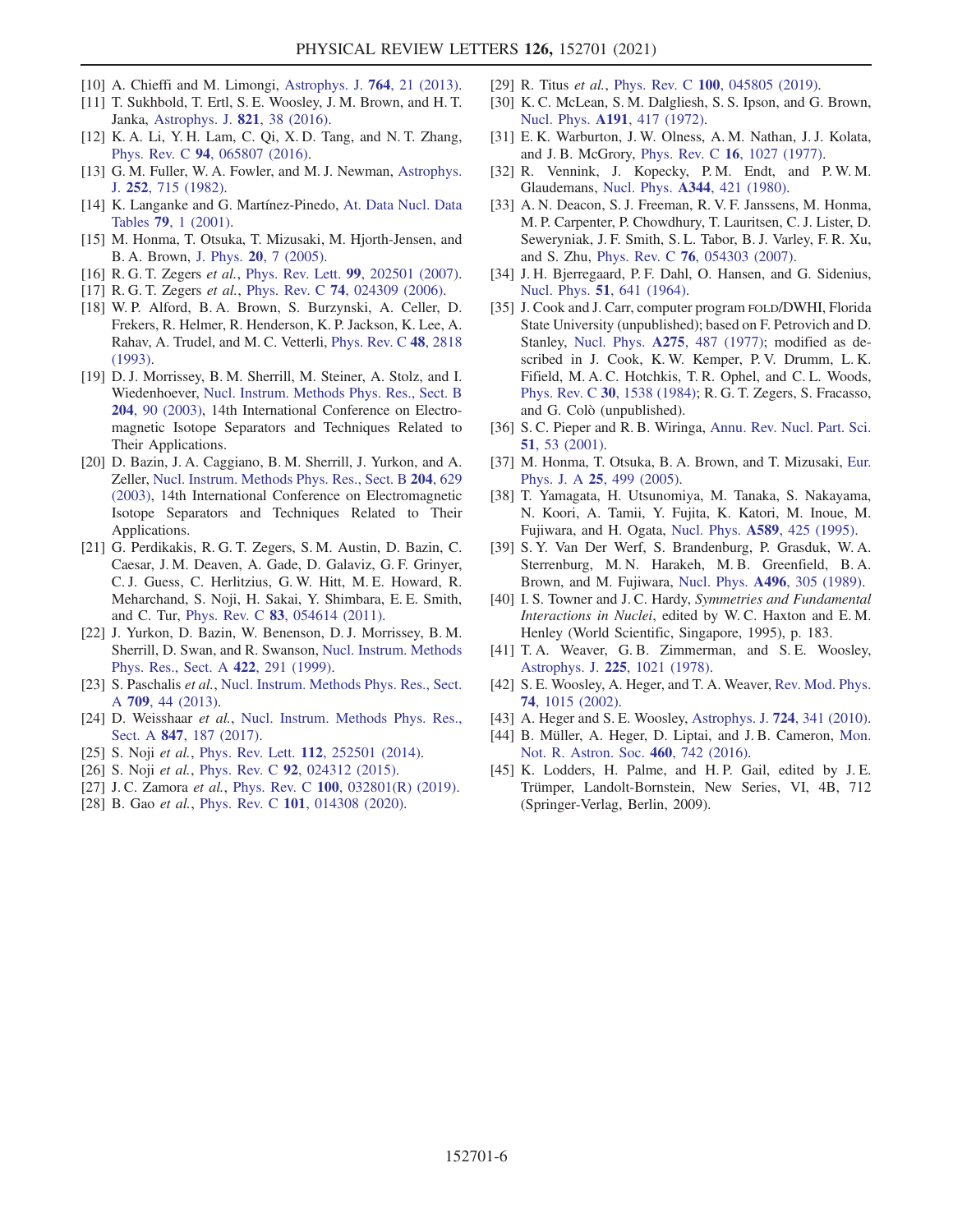[10] A. Chieffi and M. Limongi, Astrophys. J. **764**, 21 (2013).

[11] T. Sukhbold, T. Ertl, S. E. Woosley, J. M. Brown, and H. T. Janka, Astrophys. J. **821**, 38 (2016).

[12] K. A. Li, Y. H. Lam, C. Qi, X. D. Tang, and N. T. Zhang, Phys. Rev. C **94**, 065807 (2016).

[13] G. M. Fuller, W. A. Fowler, and M. J. Newman, Astrophys. J. **252**, 715 (1982).

[14] K. Langanke and G. Martínez-Pinedo, At. Data Nucl. Data Tables **79**, 1 (2001).

[15] M. Honma, T. Otsuka, T. Mizusaki, M. Hjorth-Jensen, and B. A. Brown, J. Phys. **20**, 7 (2005).

[16] R. G. T. Zegers *et al.*, Phys. Rev. Lett. **99**, 202501 (2007).

[17] R. G. T. Zegers *et al.*, Phys. Rev. C **74**, 024309 (2006).

[18] W. P. Alford, B. A. Brown, S. Burzynski, A. Celler, D. Frekers, R. Helmer, R. Henderson, K. P. Jackson, K. Lee, A. Rahav, A. Trudel, and M. C. Vetterli, Phys. Rev. C **48**, 2818 (1993).

[19] D. J. Morrissey, B. M. Sherrill, M. Steiner, A. Stolz, and I. Wiedenhoever, Nucl. Instrum. Methods Phys. Res., Sect. B **204**, 90 (2003), 14th International Conference on Electromagnetic Isotope Separators and Techniques Related to Their Applications.

[20] D. Bazin, J. A. Caggiano, B. M. Sherrill, J. Yurkon, and A. Zeller, Nucl. Instrum. Methods Phys. Res., Sect. B **204**, 629 (2003), 14th International Conference on Electromagnetic Isotope Separators and Techniques Related to Their Applications.

[21] G. Perdikakis, R. G. T. Zegers, S. M. Austin, D. Bazin, C. Caesar, J. M. Deaven, A. Gade, D. Galaviz, G. F. Grinyer, C. J. Guess, C. Herlitzius, G. W. Hitt, M. E. Howard, R. Meharchand, S. Noji, H. Sakai, Y. Shimbara, E. E. Smith, and C. Tur, Phys. Rev. C **83**, 054614 (2011).

[22] J. Yurkon, D. Bazin, W. Benenson, D. J. Morrissey, B. M. Sherrill, D. Swan, and R. Swanson, Nucl. Instrum. Methods Phys. Res., Sect. A **422**, 291 (1999).

[23] S. Paschalis *et al.*, Nucl. Instrum. Methods Phys. Res., Sect. A **709**, 44 (2013).

[24] D. Weisshaar *et al.*, Nucl. Instrum. Methods Phys. Res., Sect. A **847**, 187 (2017).

[25] S. Noji *et al.*, Phys. Rev. Lett. **112**, 252501 (2014).

[26] S. Noji *et al.*, Phys. Rev. C **92**, 024312 (2015).

[27] J. C. Zamora *et al.*, Phys. Rev. C **100**, 032801(R) (2019).

[28] B. Gao *et al.*, Phys. Rev. C **101**, 014308 (2020).

[29] R. Titus *et al.*, Phys. Rev. C **100**, 045805 (2019).

[30] K. C. McLean, S. M. Dalgliesh, S. S. Ipson, and G. Brown, Nucl. Phys. **A191**, 417 (1972).

[31] E. K. Warburton, J. W. Olness, A. M. Nathan, J. J. Kolata, and J. B. McGrory, Phys. Rev. C **16**, 1027 (1977).

[32] R. Vennink, J. Kopecky, P. M. Endt, and P. W. M. Glaudemans, Nucl. Phys. **A344**, 421 (1980).

[33] A. N. Deacon, S. J. Freeman, R. V. F. Janssens, M. Honma, M. P. Carpenter, P. Chowdhury, T. Lauritsen, C. J. Lister, D. Seweryniak, J. F. Smith, S. L. Tabor, B. J. Varley, F. R. Xu, and S. Zhu, Phys. Rev. C **76**, 054303 (2007).

[34] J. H. Bjerregaard, P. F. Dahl, O. Hansen, and G. Sidenius, Nucl. Phys. **51**, 641 (1964).

[35] J. Cook and J. Carr, computer program FOLD/DWHI, Florida State University (unpublished); based on F. Petrovich and D. Stanley, Nucl. Phys. **A275**, 487 (1977); modified as described in J. Cook, K. W. Kemper, P. V. Drumm, L. K. Fifield, M. A. C. Hotchkis, T. R. Ophel, and C. L. Woods, Phys. Rev. C **30**, 1538 (1984); R. G. T. Zegers, S. Fracasso, and G. Colò (unpublished).

[36] S. C. Pieper and R. B. Wiringa, Annu. Rev. Nucl. Part. Sci. **51**, 53 (2001).

[37] M. Honma, T. Otsuka, B. A. Brown, and T. Mizusaki, Eur. Phys. J. A **25**, 499 (2005).

[38] T. Yamagata, H. Utsunomiya, M. Tanaka, S. Nakayama, N. Koori, A. Tamii, Y. Fujita, K. Katori, M. Inoue, M. Fujiwara, and H. Ogata, Nucl. Phys. **A589**, 425 (1995).

[39] S. Y. Van Der Werf, S. Brandenburg, P. Grasduk, W. A. Sterrenburg, M. N. Harakeh, M. B. Greenfield, B. A. Brown, and M. Fujiwara, Nucl. Phys. **A496**, 305 (1989).

[40] I. S. Towner and J. C. Hardy, *Symmetries and Fundamental Interactions in Nuclei*, edited by W. C. Haxton and E. M. Henley (World Scientific, Singapore, 1995), p. 183.

[41] T. A. Weaver, G. B. Zimmerman, and S. E. Woosley, Astrophys. J. **225**, 1021 (1978).

[42] S. E. Woosley, A. Heger, and T. A. Weaver, Rev. Mod. Phys. **74**, 1015 (2002).

[43] A. Heger and S. E. Woosley, Astrophys. J. **724**, 341 (2010).

[44] B. Müller, A. Heger, D. Liptai, and J. B. Cameron, Mon. Not. R. Astron. Soc. **460**, 742 (2016).

[45] K. Lodders, H. Palme, and H. P. Gail, edited by J. E. Trümper, Landolt-Bornstein, New Series, VI, 4B, 712 (Springer-Verlag, Berlin, 2009).